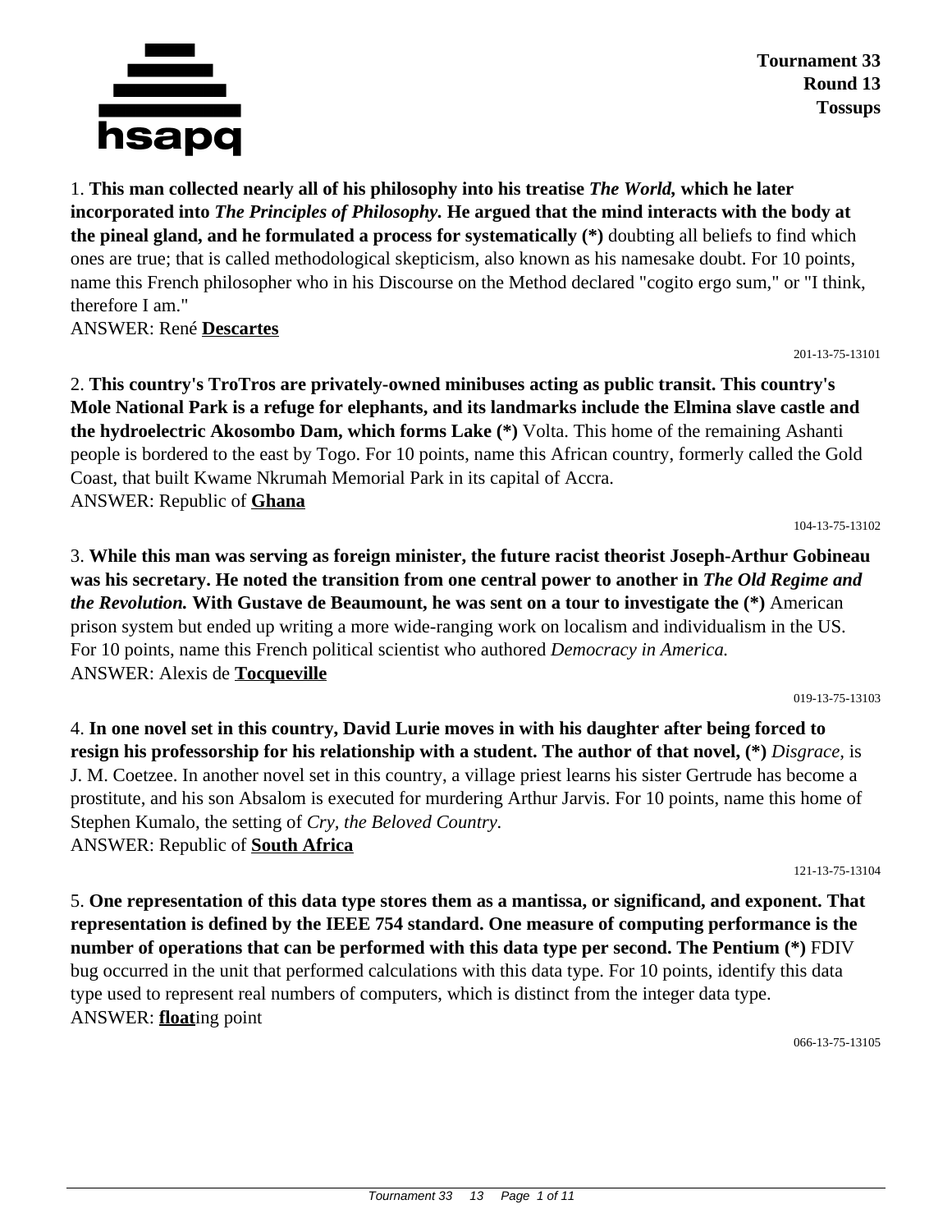**Tournament 33**
**Round 13**
**Tossups**

1. **This man collected nearly all of his philosophy into his treatise *The World,* which he later incorporated into *The Principles of Philosophy.* He argued that the mind interacts with the body at the pineal gland, and he formulated a process for systematically (*)** doubting all beliefs to find which ones are true; that is called methodological skepticism, also known as his namesake doubt. For 10 points, name this French philosopher who in his Discourse on the Method declared "cogito ergo sum," or "I think, therefore I am."
ANSWER: René **Descartes**

201-13-75-13101

2. **This country's TroTros are privately-owned minibuses acting as public transit. This country's Mole National Park is a refuge for elephants, and its landmarks include the Elmina slave castle and the hydroelectric Akosombo Dam, which forms Lake (*)** Volta. This home of the remaining Ashanti people is bordered to the east by Togo. For 10 points, name this African country, formerly called the Gold Coast, that built Kwame Nkrumah Memorial Park in its capital of Accra.
ANSWER: Republic of **Ghana**

104-13-75-13102

3. **While this man was serving as foreign minister, the future racist theorist Joseph-Arthur Gobineau was his secretary. He noted the transition from one central power to another in *The Old Regime and the Revolution.* With Gustave de Beaumount, he was sent on a tour to investigate the (*)** American prison system but ended up writing a more wide-ranging work on localism and individualism in the US. For 10 points, name this French political scientist who authored *Democracy in America.*
ANSWER: Alexis de **Tocqueville**

019-13-75-13103

4. **In one novel set in this country, David Lurie moves in with his daughter after being forced to resign his professorship for his relationship with a student. The author of that novel, (*)** *Disgrace,* is J. M. Coetzee. In another novel set in this country, a village priest learns his sister Gertrude has become a prostitute, and his son Absalom is executed for murdering Arthur Jarvis. For 10 points, name this home of Stephen Kumalo, the setting of *Cry, the Beloved Country.*
ANSWER: Republic of **South Africa**

121-13-75-13104

5. **One representation of this data type stores them as a mantissa, or significand, and exponent. That representation is defined by the IEEE 754 standard. One measure of computing performance is the number of operations that can be performed with this data type per second. The Pentium (*)** FDIV bug occurred in the unit that performed calculations with this data type. For 10 points, identify this data type used to represent real numbers of computers, which is distinct from the integer data type.
ANSWER: **float**ing point

066-13-75-13105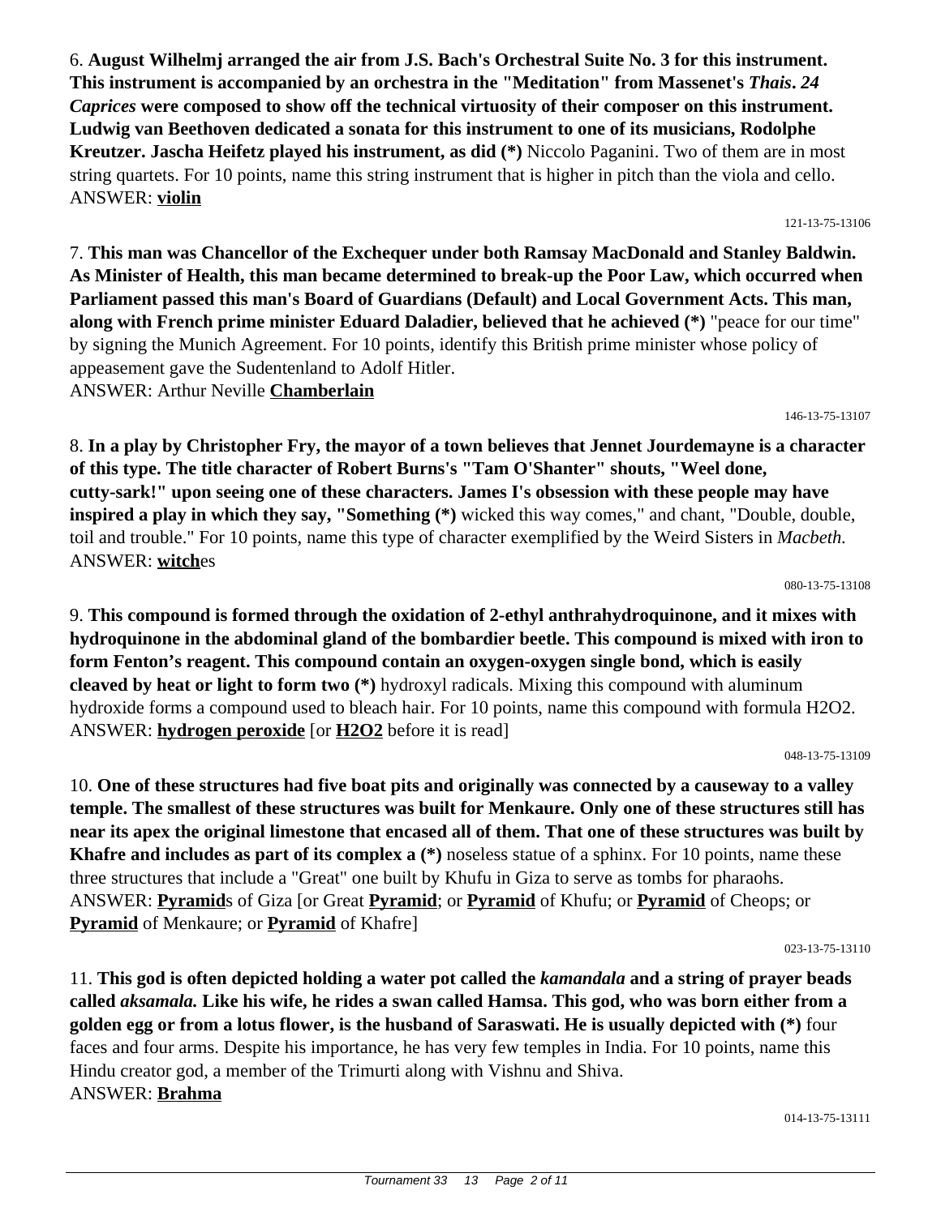6. **August Wilhelmj arranged the air from J.S. Bach's Orchestral Suite No. 3 for this instrument. This instrument is accompanied by an orchestra in the "Meditation" from Massenet's *Thais*. *24 Caprices* were composed to show off the technical virtuosity of their composer on this instrument. Ludwig van Beethoven dedicated a sonata for this instrument to one of its musicians, Rodolphe Kreutzer. Jascha Heifetz played his instrument, as did (*)** Niccolo Paganini. Two of them are in most string quartets. For 10 points, name this string instrument that is higher in pitch than the viola and cello.
ANSWER: **violin**

121-13-75-13106

7. **This man was Chancellor of the Exchequer under both Ramsay MacDonald and Stanley Baldwin. As Minister of Health, this man became determined to break-up the Poor Law, which occurred when Parliament passed this man's Board of Guardians (Default) and Local Government Acts. This man, along with French prime minister Eduard Daladier, believed that he achieved (*)** "peace for our time" by signing the Munich Agreement. For 10 points, identify this British prime minister whose policy of appeasement gave the Sudentenland to Adolf Hitler.
ANSWER: Arthur Neville **Chamberlain**

146-13-75-13107

8. **In a play by Christopher Fry, the mayor of a town believes that Jennet Jourdemayne is a character of this type. The title character of Robert Burns's "Tam O'Shanter" shouts, "Weel done, cutty-sark!" upon seeing one of these characters. James I's obsession with these people may have inspired a play in which they say, "Something (*)** wicked this way comes," and chant, "Double, double, toil and trouble." For 10 points, name this type of character exemplified by the Weird Sisters in *Macbeth.*
ANSWER: **witch**es

080-13-75-13108

9. **This compound is formed through the oxidation of 2-ethyl anthrahydroquinone, and it mixes with hydroquinone in the abdominal gland of the bombardier beetle. This compound is mixed with iron to form Fenton's reagent. This compound contain an oxygen-oxygen single bond, which is easily cleaved by heat or light to form two (*)** hydroxyl radicals. Mixing this compound with aluminum hydroxide forms a compound used to bleach hair. For 10 points, name this compound with formula H2O2.
ANSWER: **hydrogen peroxide** [or **H2O2** before it is read]

048-13-75-13109

10. **One of these structures had five boat pits and originally was connected by a causeway to a valley temple. The smallest of these structures was built for Menkaure. Only one of these structures still has near its apex the original limestone that encased all of them. That one of these structures was built by Khafre and includes as part of its complex a (*)** noseless statue of a sphinx. For 10 points, name these three structures that include a "Great" one built by Khufu in Giza to serve as tombs for pharaohs.
ANSWER: **Pyramid**s of Giza [or Great **Pyramid**; or **Pyramid** of Khufu; or **Pyramid** of Cheops; or **Pyramid** of Menkaure; or **Pyramid** of Khafre]

023-13-75-13110

11. **This god is often depicted holding a water pot called the *kamandala* and a string of prayer beads called *aksamala.* Like his wife, he rides a swan called Hamsa. This god, who was born either from a golden egg or from a lotus flower, is the husband of Saraswati. He is usually depicted with (*)** four faces and four arms. Despite his importance, he has very few temples in India. For 10 points, name this Hindu creator god, a member of the Trimurti along with Vishnu and Shiva.
ANSWER: **Brahma**

014-13-75-13111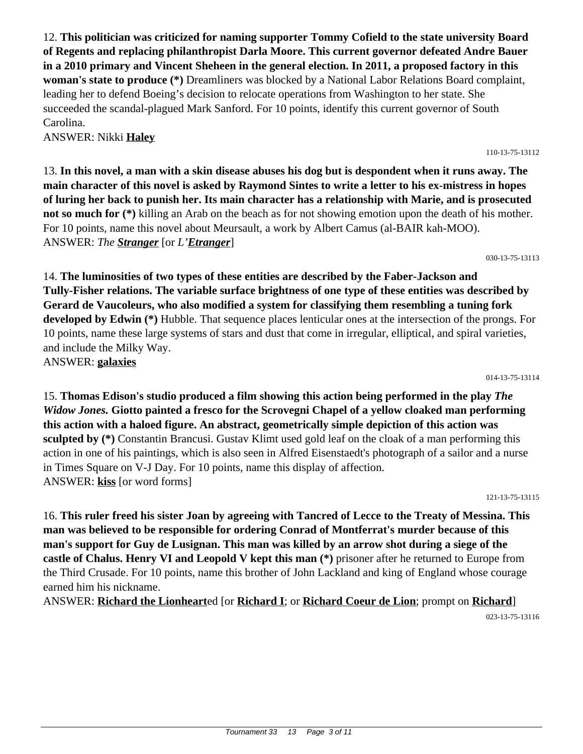12. **This politician was criticized for naming supporter Tommy Cofield to the state university Board of Regents and replacing philanthropist Darla Moore. This current governor defeated Andre Bauer in a 2010 primary and Vincent Sheheen in the general election. In 2011, a proposed factory in this woman's state to produce (*)** Dreamliners was blocked by a National Labor Relations Board complaint, leading her to defend Boeing's decision to relocate operations from Washington to her state. She succeeded the scandal-plagued Mark Sanford. For 10 points, identify this current governor of South Carolina.

ANSWER: Nikki **Haley**

110-13-75-13112

13. **In this novel, a man with a skin disease abuses his dog but is despondent when it runs away. The main character of this novel is asked by Raymond Sintes to write a letter to his ex-mistress in hopes of luring her back to punish her. Its main character has a relationship with Marie, and is prosecuted not so much for (*)** killing an Arab on the beach as for not showing emotion upon the death of his mother. For 10 points, name this novel about Meursault, a work by Albert Camus (al-BAIR kah-MOO).

ANSWER: *The **Stranger*** [or *L'**Etranger***]

030-13-75-13113

14. **The luminosities of two types of these entities are described by the Faber-Jackson and Tully-Fisher relations. The variable surface brightness of one type of these entities was described by Gerard de Vaucouleurs, who also modified a system for classifying them resembling a tuning fork developed by Edwin (*)** Hubble. That sequence places lenticular ones at the intersection of the prongs. For 10 points, name these large systems of stars and dust that come in irregular, elliptical, and spiral varieties, and include the Milky Way.

ANSWER: **galaxies**

014-13-75-13114

15. **Thomas Edison's studio produced a film showing this action being performed in the play *The Widow Jones.* Giotto painted a fresco for the Scrovegni Chapel of a yellow cloaked man performing this action with a haloed figure. An abstract, geometrically simple depiction of this action was sculpted by (*)** Constantin Brancusi. Gustav Klimt used gold leaf on the cloak of a man performing this action in one of his paintings, which is also seen in Alfred Eisenstaedt's photograph of a sailor and a nurse in Times Square on V-J Day. For 10 points, name this display of affection.

ANSWER: **kiss** [or word forms]

121-13-75-13115

16. **This ruler freed his sister Joan by agreeing with Tancred of Lecce to the Treaty of Messina. This man was believed to be responsible for ordering Conrad of Montferrat's murder because of this man's support for Guy de Lusignan. This man was killed by an arrow shot during a siege of the castle of Chalus. Henry VI and Leopold V kept this man (*)** prisoner after he returned to Europe from the Third Crusade. For 10 points, name this brother of John Lackland and king of England whose courage earned him his nickname.

ANSWER: **Richard the Lionheart**ed [or **Richard I**; or **Richard Coeur de Lion**; prompt on **Richard**]

023-13-75-13116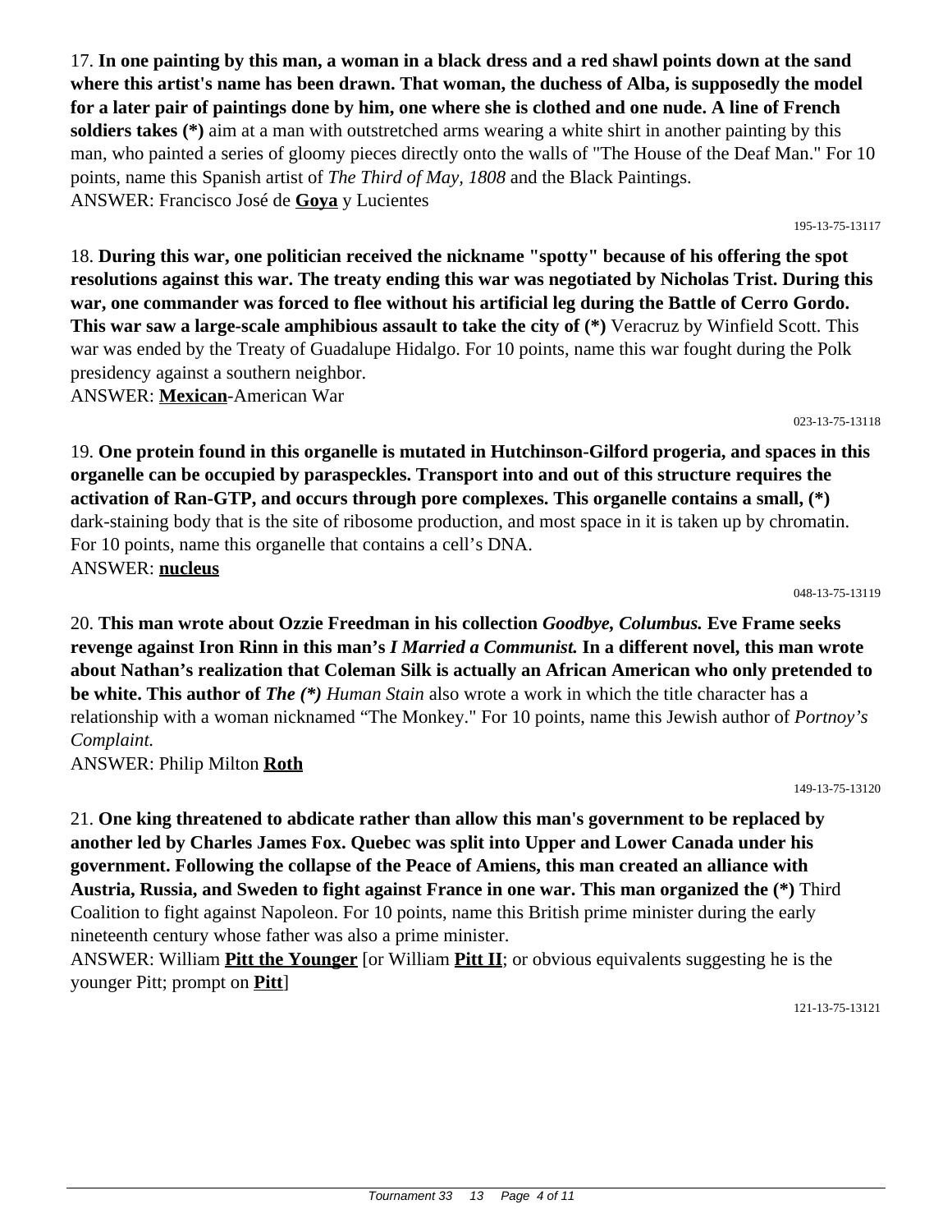17. **In one painting by this man, a woman in a black dress and a red shawl points down at the sand where this artist's name has been drawn. That woman, the duchess of Alba, is supposedly the model for a later pair of paintings done by him, one where she is clothed and one nude. A line of French soldiers takes (*)** aim at a man with outstretched arms wearing a white shirt in another painting by this man, who painted a series of gloomy pieces directly onto the walls of "The House of the Deaf Man." For 10 points, name this Spanish artist of *The Third of May, 1808* and the Black Paintings.

ANSWER: Francisco José de **Goya** y Lucientes

195-13-75-13117

18. **During this war, one politician received the nickname "spotty" because of his offering the spot resolutions against this war. The treaty ending this war was negotiated by Nicholas Trist. During this war, one commander was forced to flee without his artificial leg during the Battle of Cerro Gordo. This war saw a large-scale amphibious assault to take the city of (*)** Veracruz by Winfield Scott. This war was ended by the Treaty of Guadalupe Hidalgo. For 10 points, name this war fought during the Polk presidency against a southern neighbor.

ANSWER: **Mexican**-American War

023-13-75-13118

19. **One protein found in this organelle is mutated in Hutchinson-Gilford progeria, and spaces in this organelle can be occupied by paraspeckles. Transport into and out of this structure requires the activation of Ran-GTP, and occurs through pore complexes. This organelle contains a small, (*)** dark-staining body that is the site of ribosome production, and most space in it is taken up by chromatin. For 10 points, name this organelle that contains a cell's DNA.

ANSWER: **nucleus**

048-13-75-13119

20. **This man wrote about Ozzie Freedman in his collection *Goodbye, Columbus.* Eve Frame seeks revenge against Iron Rinn in this man's *I Married a Communist.* In a different novel, this man wrote about Nathan's realization that Coleman Silk is actually an African American who only pretended to be white. This author of *The (*)*** *Human Stain* also wrote a work in which the title character has a relationship with a woman nicknamed "The Monkey." For 10 points, name this Jewish author of *Portnoy's Complaint.*

ANSWER: Philip Milton **Roth**

149-13-75-13120

21. **One king threatened to abdicate rather than allow this man's government to be replaced by another led by Charles James Fox. Quebec was split into Upper and Lower Canada under his government. Following the collapse of the Peace of Amiens, this man created an alliance with Austria, Russia, and Sweden to fight against France in one war. This man organized the (*)** Third Coalition to fight against Napoleon. For 10 points, name this British prime minister during the early nineteenth century whose father was also a prime minister.

ANSWER: William **Pitt the Younger** [or William **Pitt II**; or obvious equivalents suggesting he is the younger Pitt; prompt on **Pitt**]

121-13-75-13121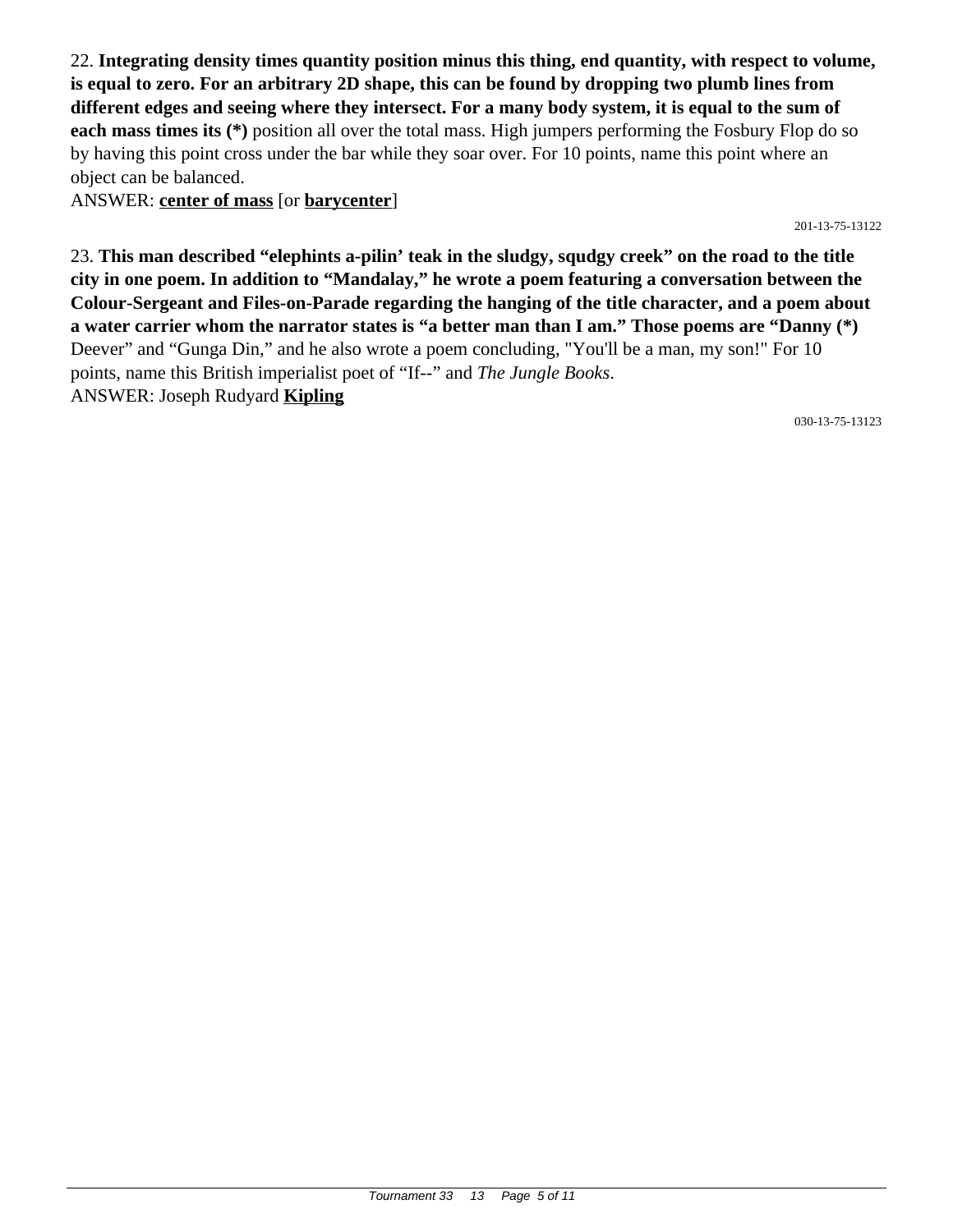22. **Integrating density times quantity position minus this thing, end quantity, with respect to volume, is equal to zero. For an arbitrary 2D shape, this can be found by dropping two plumb lines from different edges and seeing where they intersect. For a many body system, it is equal to the sum of each mass times its (*)** position all over the total mass. High jumpers performing the Fosbury Flop do so by having this point cross under the bar while they soar over. For 10 points, name this point where an object can be balanced.

ANSWER: **center of mass** [or **barycenter**]

201-13-75-13122

23. **This man described "elephints a-pilin' teak in the sludgy, squdgy creek" on the road to the title city in one poem. In addition to "Mandalay," he wrote a poem featuring a conversation between the Colour-Sergeant and Files-on-Parade regarding the hanging of the title character, and a poem about a water carrier whom the narrator states is "a better man than I am." Those poems are "Danny (*)** Deever" and "Gunga Din," and he also wrote a poem concluding, "You'll be a man, my son!" For 10 points, name this British imperialist poet of "If--" and *The Jungle Books*.

ANSWER: Joseph Rudyard **Kipling**

030-13-75-13123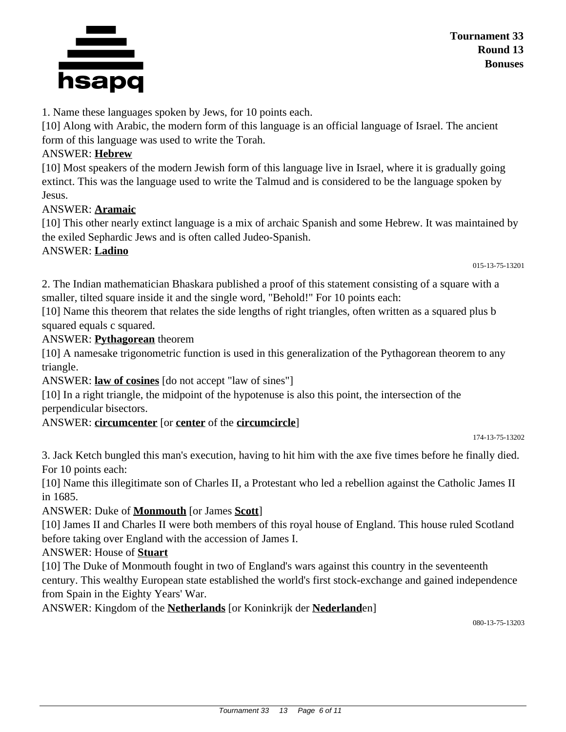1. Name these languages spoken by Jews, for 10 points each.

[10] Along with Arabic, the modern form of this language is an official language of Israel. The ancient form of this language was used to write the Torah.

ANSWER: **Hebrew**

[10] Most speakers of the modern Jewish form of this language live in Israel, where it is gradually going extinct. This was the language used to write the Talmud and is considered to be the language spoken by Jesus.

ANSWER: **Aramaic**

[10] This other nearly extinct language is a mix of archaic Spanish and some Hebrew. It was maintained by the exiled Sephardic Jews and is often called Judeo-Spanish.

ANSWER: **Ladino**

015-13-75-13201

2. The Indian mathematician Bhaskara published a proof of this statement consisting of a square with a smaller, tilted square inside it and the single word, "Behold!" For 10 points each:

[10] Name this theorem that relates the side lengths of right triangles, often written as a squared plus b squared equals c squared.

ANSWER: **Pythagorean** theorem

[10] A namesake trigonometric function is used in this generalization of the Pythagorean theorem to any triangle.

ANSWER: **law of cosines** [do not accept "law of sines"]

[10] In a right triangle, the midpoint of the hypotenuse is also this point, the intersection of the perpendicular bisectors.

ANSWER: **circumcenter** [or **center** of the **circumcircle**]

174-13-75-13202

3. Jack Ketch bungled this man's execution, having to hit him with the axe five times before he finally died. For 10 points each:

[10] Name this illegitimate son of Charles II, a Protestant who led a rebellion against the Catholic James II in 1685.

ANSWER: Duke of **Monmouth** [or James **Scott**]

[10] James II and Charles II were both members of this royal house of England. This house ruled Scotland before taking over England with the accession of James I.

ANSWER: House of **Stuart**

[10] The Duke of Monmouth fought in two of England's wars against this country in the seventeenth century. This wealthy European state established the world's first stock-exchange and gained independence from Spain in the Eighty Years' War.

ANSWER: Kingdom of the **Netherlands** [or Koninkrijk der **Nederland**en]

080-13-75-13203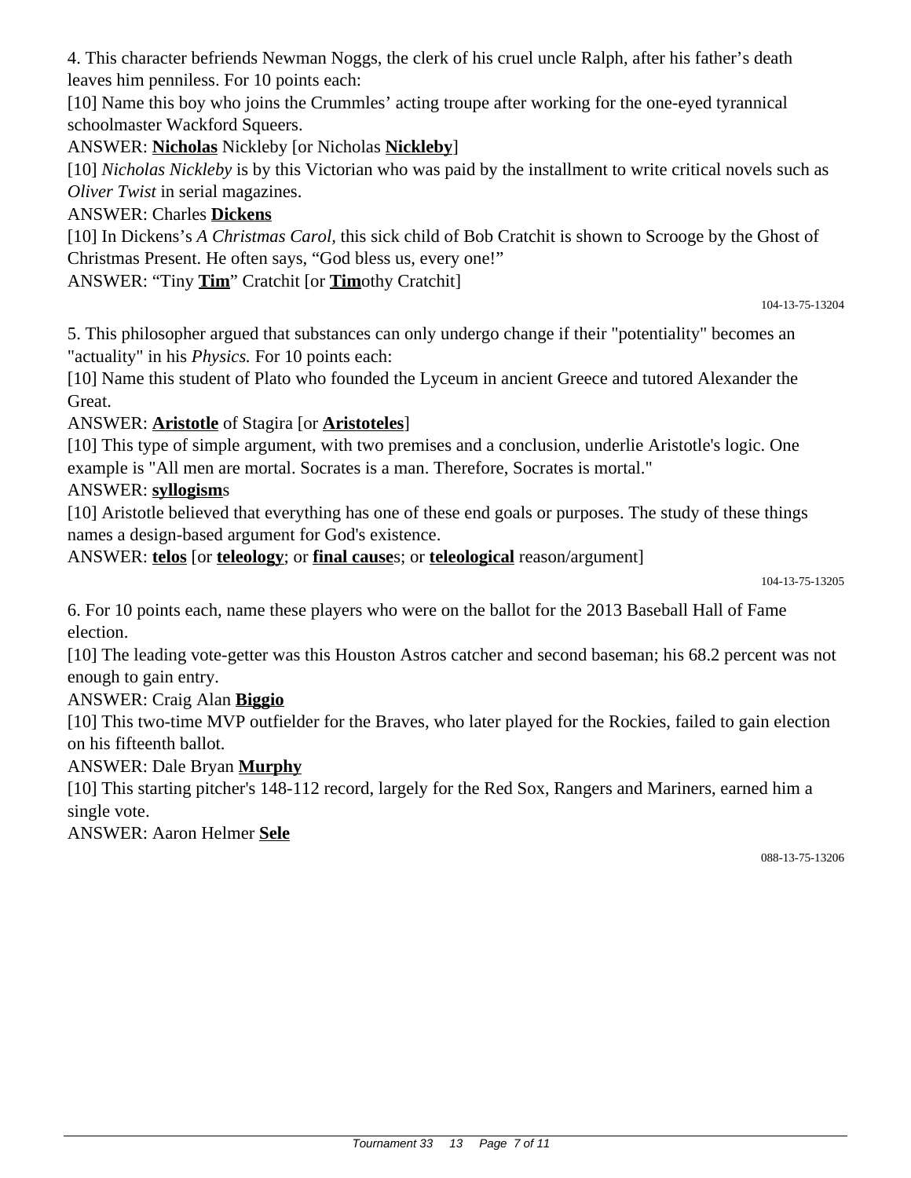4. This character befriends Newman Noggs, the clerk of his cruel uncle Ralph, after his father's death leaves him penniless. For 10 points each:

[10] Name this boy who joins the Crummles' acting troupe after working for the one-eyed tyrannical schoolmaster Wackford Squeers.

ANSWER: **Nicholas** Nickleby [or Nicholas **Nickleby**]

[10] *Nicholas Nickleby* is by this Victorian who was paid by the installment to write critical novels such as *Oliver Twist* in serial magazines.

ANSWER: Charles **Dickens**

[10] In Dickens's *A Christmas Carol*, this sick child of Bob Cratchit is shown to Scrooge by the Ghost of Christmas Present. He often says, "God bless us, every one!"

ANSWER: "Tiny **Tim**" Cratchit [or **Tim**othy Cratchit]

104-13-75-13204

5. This philosopher argued that substances can only undergo change if their "potentiality" becomes an "actuality" in his *Physics.* For 10 points each:

[10] Name this student of Plato who founded the Lyceum in ancient Greece and tutored Alexander the Great.

ANSWER: **Aristotle** of Stagira [or **Aristoteles**]

[10] This type of simple argument, with two premises and a conclusion, underlie Aristotle's logic. One example is "All men are mortal. Socrates is a man. Therefore, Socrates is mortal."

ANSWER: **syllogism**s

[10] Aristotle believed that everything has one of these end goals or purposes. The study of these things names a design-based argument for God's existence.

ANSWER: **telos** [or **teleology**; or **final cause**s; or **teleological** reason/argument]

104-13-75-13205

6. For 10 points each, name these players who were on the ballot for the 2013 Baseball Hall of Fame election.

[10] The leading vote-getter was this Houston Astros catcher and second baseman; his 68.2 percent was not enough to gain entry.

ANSWER: Craig Alan **Biggio**

[10] This two-time MVP outfielder for the Braves, who later played for the Rockies, failed to gain election on his fifteenth ballot.

ANSWER: Dale Bryan **Murphy**

[10] This starting pitcher's 148-112 record, largely for the Red Sox, Rangers and Mariners, earned him a single vote.

ANSWER: Aaron Helmer **Sele**

088-13-75-13206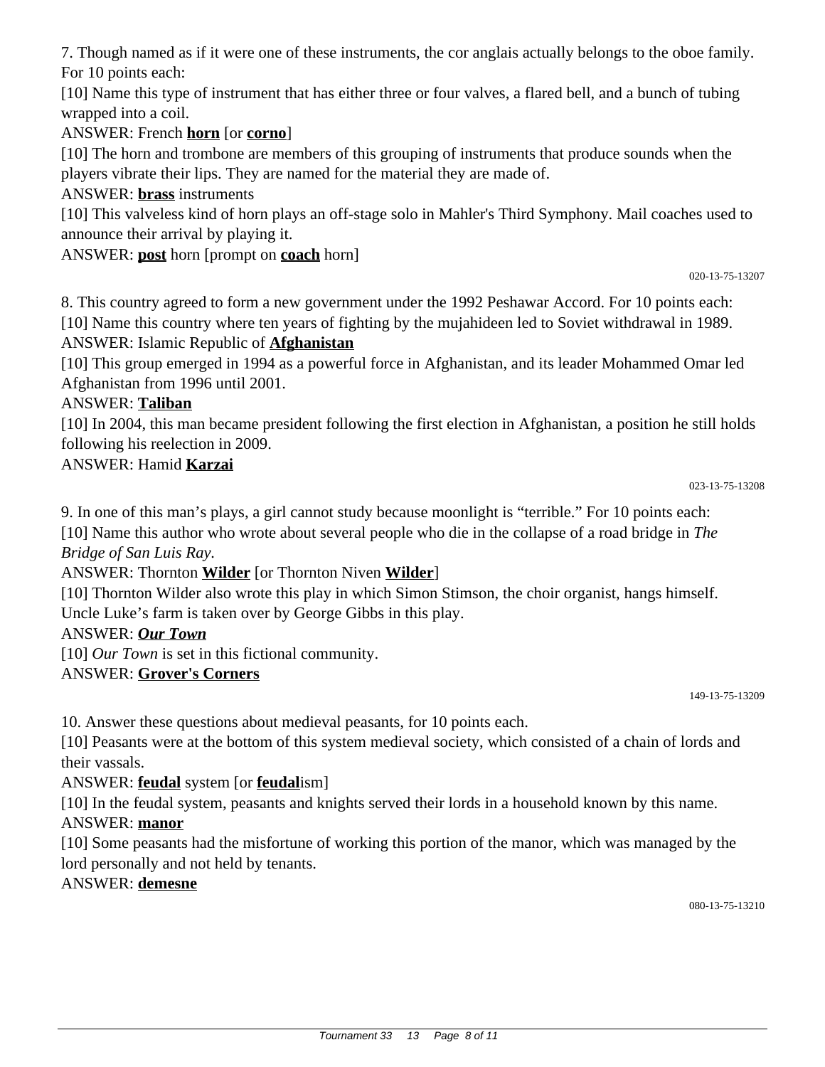7. Though named as if it were one of these instruments, the cor anglais actually belongs to the oboe family. For 10 points each:

[10] Name this type of instrument that has either three or four valves, a flared bell, and a bunch of tubing wrapped into a coil.

ANSWER: French **horn** [or **corno**]

[10] The horn and trombone are members of this grouping of instruments that produce sounds when the players vibrate their lips. They are named for the material they are made of.

ANSWER: **brass** instruments

[10] This valveless kind of horn plays an off-stage solo in Mahler's Third Symphony. Mail coaches used to announce their arrival by playing it.

ANSWER: **post** horn [prompt on **coach** horn]

020-13-75-13207

8. This country agreed to form a new government under the 1992 Peshawar Accord. For 10 points each:

[10] Name this country where ten years of fighting by the mujahideen led to Soviet withdrawal in 1989.

ANSWER: Islamic Republic of **Afghanistan**

[10] This group emerged in 1994 as a powerful force in Afghanistan, and its leader Mohammed Omar led Afghanistan from 1996 until 2001.

ANSWER: **Taliban**

[10] In 2004, this man became president following the first election in Afghanistan, a position he still holds following his reelection in 2009.

ANSWER: Hamid **Karzai**

023-13-75-13208

9. In one of this man's plays, a girl cannot study because moonlight is "terrible." For 10 points each:

[10] Name this author who wrote about several people who die in the collapse of a road bridge in *The Bridge of San Luis Ray.*

ANSWER: Thornton **Wilder** [or Thornton Niven **Wilder**]

[10] Thornton Wilder also wrote this play in which Simon Stimson, the choir organist, hangs himself. Uncle Luke's farm is taken over by George Gibbs in this play.

ANSWER: ***Our Town***

[10] *Our Town* is set in this fictional community.

ANSWER: **Grover's Corners**

149-13-75-13209

10. Answer these questions about medieval peasants, for 10 points each.

[10] Peasants were at the bottom of this system medieval society, which consisted of a chain of lords and their vassals.

ANSWER: **feudal** system [or **feudal**ism]

[10] In the feudal system, peasants and knights served their lords in a household known by this name.

ANSWER: **manor**

[10] Some peasants had the misfortune of working this portion of the manor, which was managed by the lord personally and not held by tenants.

ANSWER: **demesne**

080-13-75-13210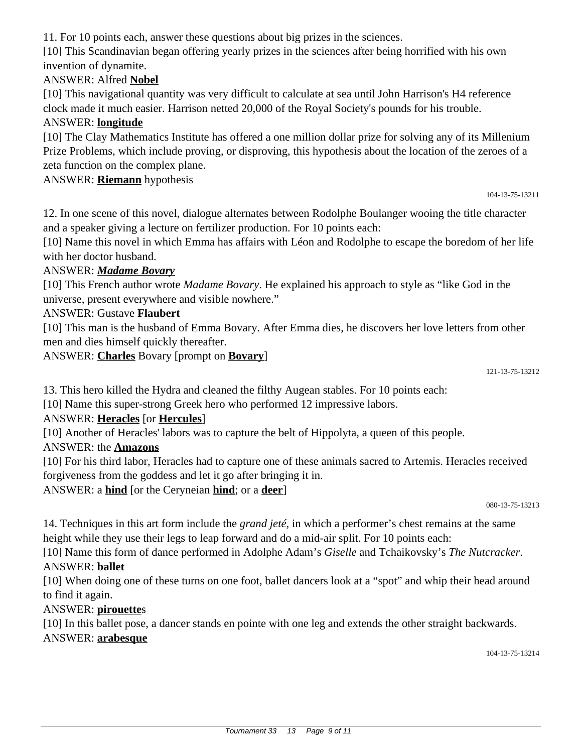11. For 10 points each, answer these questions about big prizes in the sciences.

[10] This Scandinavian began offering yearly prizes in the sciences after being horrified with his own invention of dynamite.

ANSWER: Alfred **Nobel**

[10] This navigational quantity was very difficult to calculate at sea until John Harrison's H4 reference clock made it much easier. Harrison netted 20,000 of the Royal Society's pounds for his trouble.

ANSWER: **longitude**

[10] The Clay Mathematics Institute has offered a one million dollar prize for solving any of its Millenium Prize Problems, which include proving, or disproving, this hypothesis about the location of the zeroes of a zeta function on the complex plane.

ANSWER: **Riemann** hypothesis

104-13-75-13211

12. In one scene of this novel, dialogue alternates between Rodolphe Boulanger wooing the title character and a speaker giving a lecture on fertilizer production. For 10 points each:

[10] Name this novel in which Emma has affairs with Léon and Rodolphe to escape the boredom of her life with her doctor husband.

ANSWER: ***Madame Bovary***

[10] This French author wrote *Madame Bovary*. He explained his approach to style as "like God in the universe, present everywhere and visible nowhere."

ANSWER: Gustave **Flaubert**

[10] This man is the husband of Emma Bovary. After Emma dies, he discovers her love letters from other men and dies himself quickly thereafter.

ANSWER: **Charles** Bovary [prompt on **Bovary**]

121-13-75-13212

13. This hero killed the Hydra and cleaned the filthy Augean stables. For 10 points each:

[10] Name this super-strong Greek hero who performed 12 impressive labors.

ANSWER: **Heracles** [or **Hercules**]

[10] Another of Heracles' labors was to capture the belt of Hippolyta, a queen of this people.

ANSWER: the **Amazons**

[10] For his third labor, Heracles had to capture one of these animals sacred to Artemis. Heracles received forgiveness from the goddess and let it go after bringing it in.

ANSWER: a **hind** [or the Ceryneian **hind**; or a **deer**]

080-13-75-13213

14. Techniques in this art form include the *grand jeté*, in which a performer's chest remains at the same height while they use their legs to leap forward and do a mid-air split. For 10 points each:

[10] Name this form of dance performed in Adolphe Adam's *Giselle* and Tchaikovsky's *The Nutcracker*.

ANSWER: **ballet**

[10] When doing one of these turns on one foot, ballet dancers look at a "spot" and whip their head around to find it again.

ANSWER: **pirouette**s

[10] In this ballet pose, a dancer stands en pointe with one leg and extends the other straight backwards.

ANSWER: **arabesque**

104-13-75-13214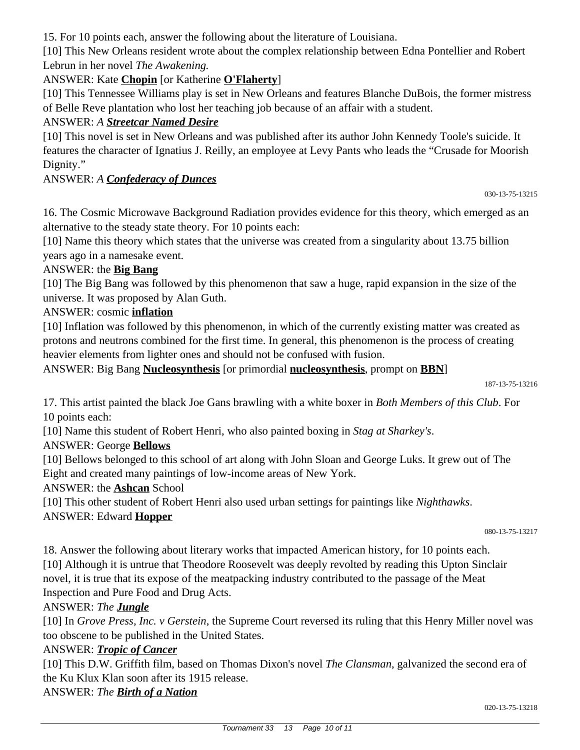15. For 10 points each, answer the following about the literature of Louisiana.

[10] This New Orleans resident wrote about the complex relationship between Edna Pontellier and Robert Lebrun in her novel *The Awakening.*

ANSWER: Kate **Chopin** [or Katherine **O'Flaherty**]

[10] This Tennessee Williams play is set in New Orleans and features Blanche DuBois, the former mistress of Belle Reve plantation who lost her teaching job because of an affair with a student.

ANSWER: *A **Streetcar Named Desire***

[10] This novel is set in New Orleans and was published after its author John Kennedy Toole's suicide. It features the character of Ignatius J. Reilly, an employee at Levy Pants who leads the "Crusade for Moorish Dignity."

ANSWER: *A **Confederacy of Dunces***

030-13-75-13215

16. The Cosmic Microwave Background Radiation provides evidence for this theory, which emerged as an alternative to the steady state theory. For 10 points each:

[10] Name this theory which states that the universe was created from a singularity about 13.75 billion years ago in a namesake event.

ANSWER: the **Big Bang**

[10] The Big Bang was followed by this phenomenon that saw a huge, rapid expansion in the size of the universe. It was proposed by Alan Guth.

ANSWER: cosmic **inflation**

[10] Inflation was followed by this phenomenon, in which of the currently existing matter was created as protons and neutrons combined for the first time. In general, this phenomenon is the process of creating heavier elements from lighter ones and should not be confused with fusion.

ANSWER: Big Bang **Nucleosynthesis** [or primordial **nucleosynthesis**, prompt on **BBN**]

187-13-75-13216

17. This artist painted the black Joe Gans brawling with a white boxer in *Both Members of this Club*. For 10 points each:

[10] Name this student of Robert Henri, who also painted boxing in *Stag at Sharkey's*.

ANSWER: George **Bellows**

[10] Bellows belonged to this school of art along with John Sloan and George Luks. It grew out of The Eight and created many paintings of low-income areas of New York.

ANSWER: the **Ashcan** School

[10] This other student of Robert Henri also used urban settings for paintings like *Nighthawks*.

ANSWER: Edward **Hopper**

080-13-75-13217

18. Answer the following about literary works that impacted American history, for 10 points each.

[10] Although it is untrue that Theodore Roosevelt was deeply revolted by reading this Upton Sinclair novel, it is true that its expose of the meatpacking industry contributed to the passage of the Meat Inspection and Pure Food and Drug Acts.

ANSWER: *The **Jungle***

[10] In *Grove Press, Inc. v Gerstein*, the Supreme Court reversed its ruling that this Henry Miller novel was too obscene to be published in the United States.

ANSWER: ***Tropic of Cancer***

[10] This D.W. Griffith film, based on Thomas Dixon's novel *The Clansman*, galvanized the second era of the Ku Klux Klan soon after its 1915 release.

ANSWER: *The **Birth of a Nation***

020-13-75-13218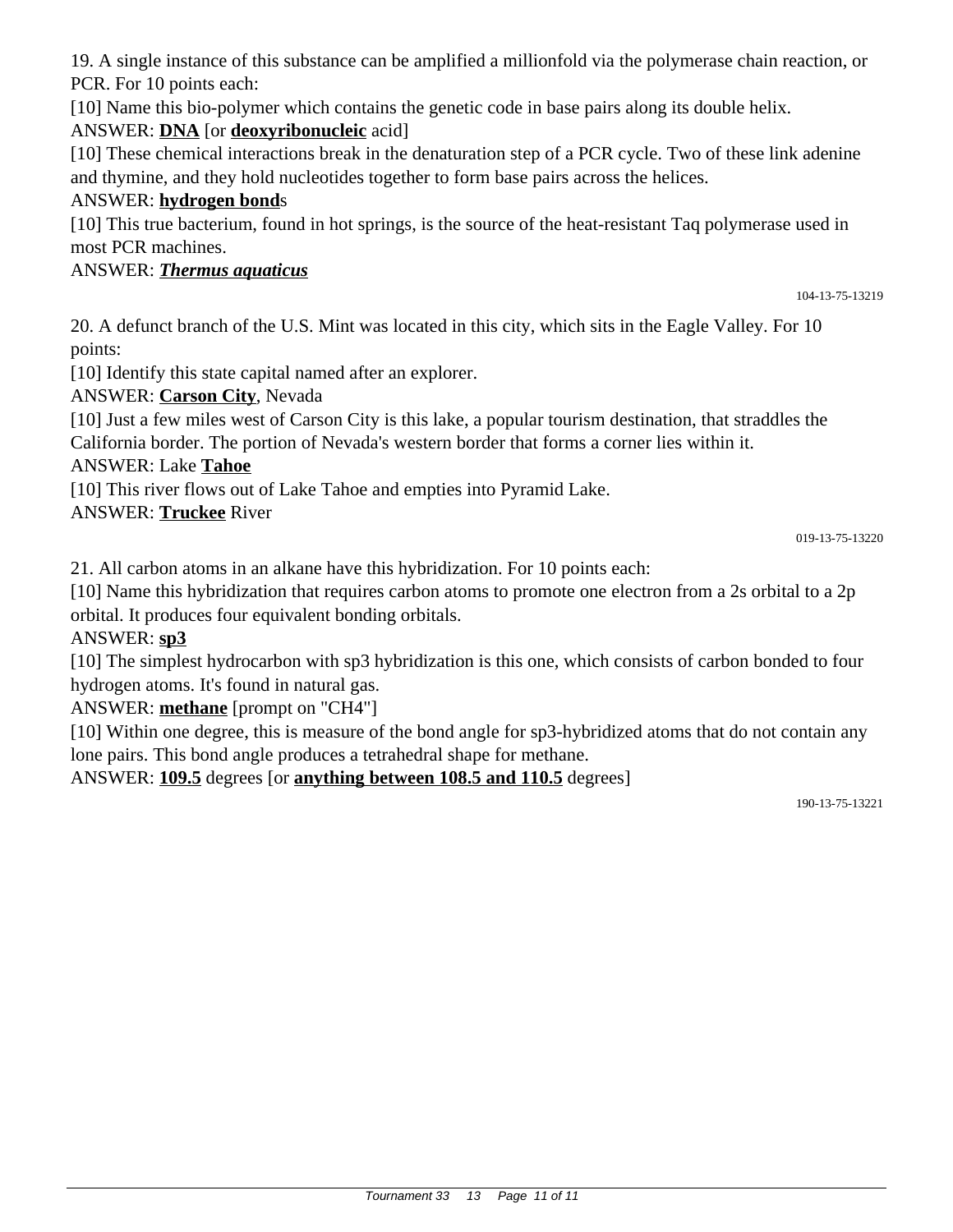19. A single instance of this substance can be amplified a millionfold via the polymerase chain reaction, or PCR. For 10 points each:

[10] Name this bio-polymer which contains the genetic code in base pairs along its double helix.

ANSWER: **DNA** [or **deoxyribonucleic** acid]

[10] These chemical interactions break in the denaturation step of a PCR cycle. Two of these link adenine and thymine, and they hold nucleotides together to form base pairs across the helices.

ANSWER: **hydrogen bond**s

[10] This true bacterium, found in hot springs, is the source of the heat-resistant Taq polymerase used in most PCR machines.

ANSWER: ***Thermus aquaticus***

104-13-75-13219

20. A defunct branch of the U.S. Mint was located in this city, which sits in the Eagle Valley. For 10 points:

[10] Identify this state capital named after an explorer.

ANSWER: **Carson City**, Nevada

[10] Just a few miles west of Carson City is this lake, a popular tourism destination, that straddles the California border. The portion of Nevada's western border that forms a corner lies within it.

ANSWER: Lake **Tahoe**

[10] This river flows out of Lake Tahoe and empties into Pyramid Lake.

ANSWER: **Truckee** River

019-13-75-13220

21. All carbon atoms in an alkane have this hybridization. For 10 points each:

[10] Name this hybridization that requires carbon atoms to promote one electron from a 2s orbital to a 2p orbital. It produces four equivalent bonding orbitals.

ANSWER: **sp3**

[10] The simplest hydrocarbon with sp3 hybridization is this one, which consists of carbon bonded to four hydrogen atoms. It's found in natural gas.

ANSWER: **methane** [prompt on "CH4"]

[10] Within one degree, this is measure of the bond angle for sp3-hybridized atoms that do not contain any lone pairs. This bond angle produces a tetrahedral shape for methane.

ANSWER: **109.5** degrees [or **anything between 108.5 and 110.5** degrees]

190-13-75-13221